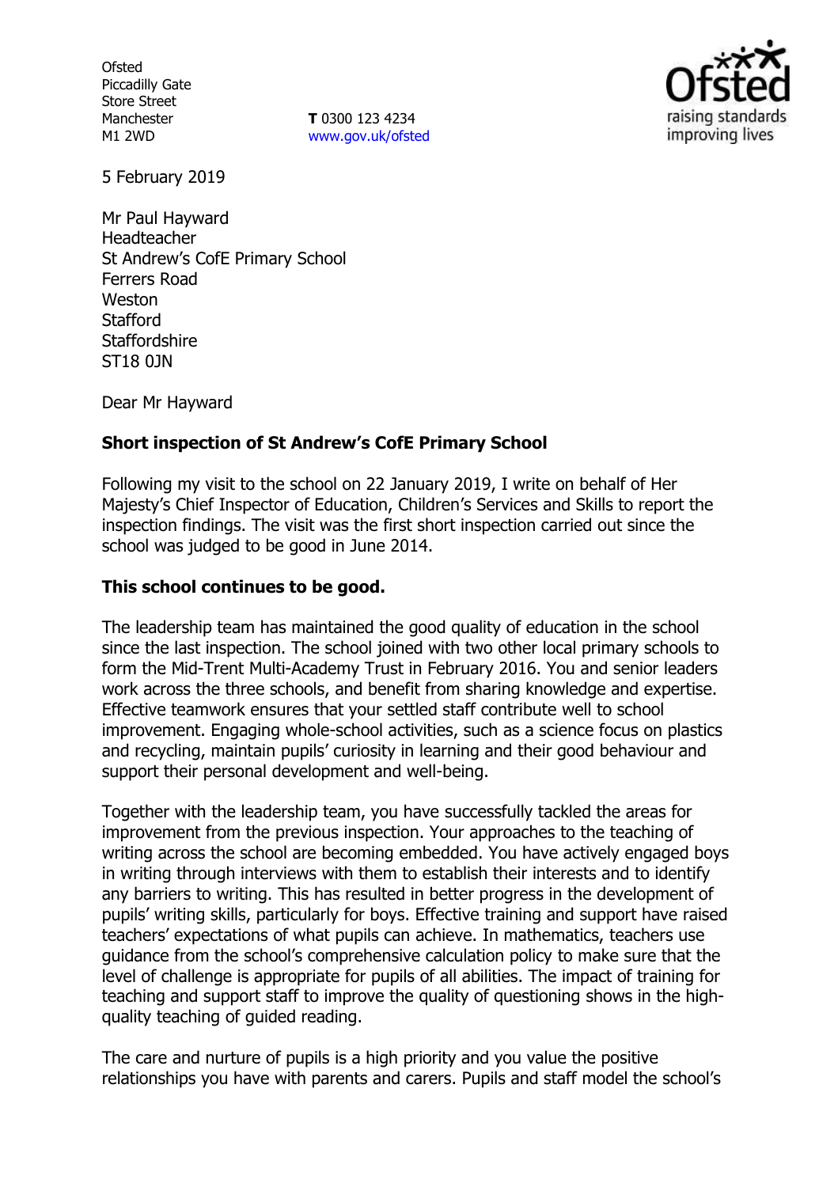Ofsted
Piccadilly Gate
Store Street
Manchester
M1 2WD

**T** 0300 123 4234
www.gov.uk/ofsted

5 February 2019

Mr Paul Hayward
Headteacher
St Andrew's CofE Primary School
Ferrers Road
Weston
Stafford
Staffordshire
ST18 0JN

Dear Mr Hayward

**Short inspection of St Andrew's CofE Primary School**

Following my visit to the school on 22 January 2019, I write on behalf of Her Majesty's Chief Inspector of Education, Children's Services and Skills to report the inspection findings. The visit was the first short inspection carried out since the school was judged to be good in June 2014.

**This school continues to be good.**

The leadership team has maintained the good quality of education in the school since the last inspection. The school joined with two other local primary schools to form the Mid-Trent Multi-Academy Trust in February 2016. You and senior leaders work across the three schools, and benefit from sharing knowledge and expertise. Effective teamwork ensures that your settled staff contribute well to school improvement. Engaging whole-school activities, such as a science focus on plastics and recycling, maintain pupils' curiosity in learning and their good behaviour and support their personal development and well-being.

Together with the leadership team, you have successfully tackled the areas for improvement from the previous inspection. Your approaches to the teaching of writing across the school are becoming embedded. You have actively engaged boys in writing through interviews with them to establish their interests and to identify any barriers to writing. This has resulted in better progress in the development of pupils' writing skills, particularly for boys. Effective training and support have raised teachers' expectations of what pupils can achieve. In mathematics, teachers use guidance from the school's comprehensive calculation policy to make sure that the level of challenge is appropriate for pupils of all abilities. The impact of training for teaching and support staff to improve the quality of questioning shows in the high-quality teaching of guided reading.

The care and nurture of pupils is a high priority and you value the positive relationships you have with parents and carers. Pupils and staff model the school's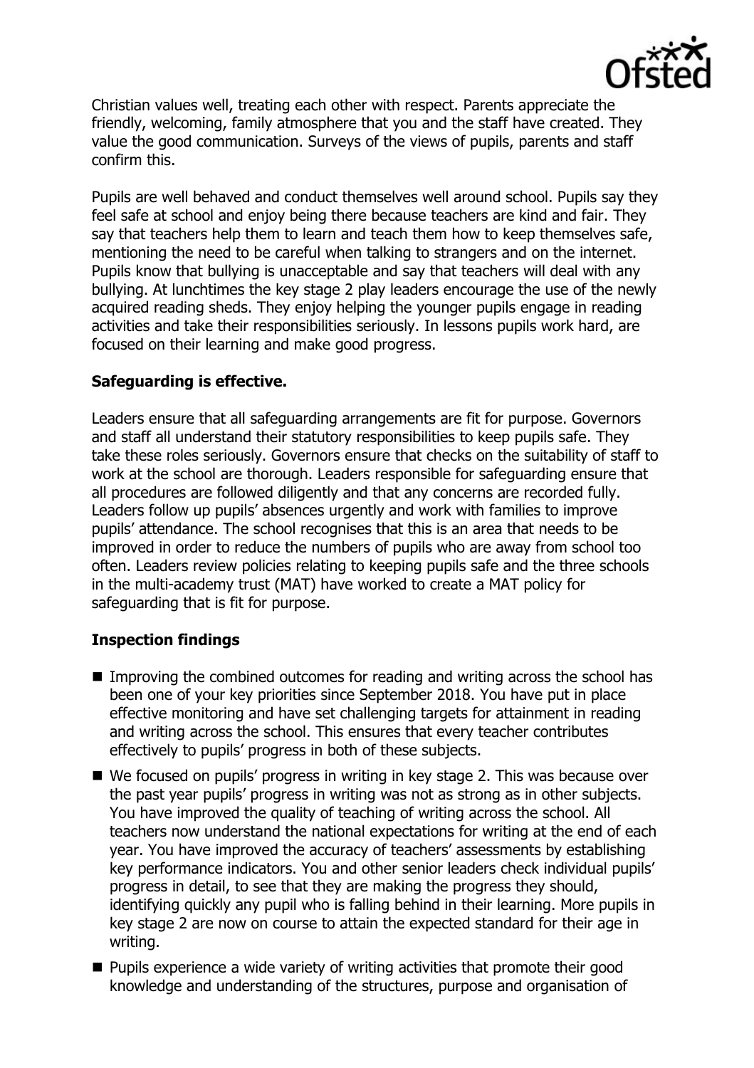Christian values well, treating each other with respect. Parents appreciate the friendly, welcoming, family atmosphere that you and the staff have created. They value the good communication. Surveys of the views of pupils, parents and staff confirm this.

Pupils are well behaved and conduct themselves well around school. Pupils say they feel safe at school and enjoy being there because teachers are kind and fair. They say that teachers help them to learn and teach them how to keep themselves safe, mentioning the need to be careful when talking to strangers and on the internet. Pupils know that bullying is unacceptable and say that teachers will deal with any bullying. At lunchtimes the key stage 2 play leaders encourage the use of the newly acquired reading sheds. They enjoy helping the younger pupils engage in reading activities and take their responsibilities seriously. In lessons pupils work hard, are focused on their learning and make good progress.

## Safeguarding is effective.

Leaders ensure that all safeguarding arrangements are fit for purpose. Governors and staff all understand their statutory responsibilities to keep pupils safe. They take these roles seriously. Governors ensure that checks on the suitability of staff to work at the school are thorough. Leaders responsible for safeguarding ensure that all procedures are followed diligently and that any concerns are recorded fully. Leaders follow up pupils' absences urgently and work with families to improve pupils' attendance. The school recognises that this is an area that needs to be improved in order to reduce the numbers of pupils who are away from school too often. Leaders review policies relating to keeping pupils safe and the three schools in the multi-academy trust (MAT) have worked to create a MAT policy for safeguarding that is fit for purpose.

## Inspection findings

- Improving the combined outcomes for reading and writing across the school has been one of your key priorities since September 2018. You have put in place effective monitoring and have set challenging targets for attainment in reading and writing across the school. This ensures that every teacher contributes effectively to pupils' progress in both of these subjects.
- We focused on pupils' progress in writing in key stage 2. This was because over the past year pupils' progress in writing was not as strong as in other subjects. You have improved the quality of teaching of writing across the school. All teachers now understand the national expectations for writing at the end of each year. You have improved the accuracy of teachers' assessments by establishing key performance indicators. You and other senior leaders check individual pupils' progress in detail, to see that they are making the progress they should, identifying quickly any pupil who is falling behind in their learning. More pupils in key stage 2 are now on course to attain the expected standard for their age in writing.
- Pupils experience a wide variety of writing activities that promote their good knowledge and understanding of the structures, purpose and organisation of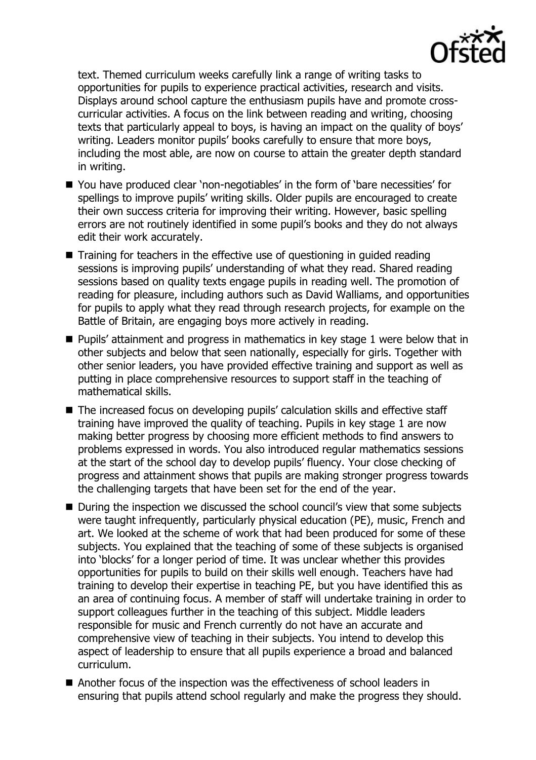text. Themed curriculum weeks carefully link a range of writing tasks to opportunities for pupils to experience practical activities, research and visits. Displays around school capture the enthusiasm pupils have and promote cross-curricular activities. A focus on the link between reading and writing, choosing texts that particularly appeal to boys, is having an impact on the quality of boys' writing. Leaders monitor pupils' books carefully to ensure that more boys, including the most able, are now on course to attain the greater depth standard in writing.

- You have produced clear 'non-negotiables' in the form of 'bare necessities' for spellings to improve pupils' writing skills. Older pupils are encouraged to create their own success criteria for improving their writing. However, basic spelling errors are not routinely identified in some pupil's books and they do not always edit their work accurately.
- Training for teachers in the effective use of questioning in guided reading sessions is improving pupils' understanding of what they read. Shared reading sessions based on quality texts engage pupils in reading well. The promotion of reading for pleasure, including authors such as David Walliams, and opportunities for pupils to apply what they read through research projects, for example on the Battle of Britain, are engaging boys more actively in reading.
- Pupils' attainment and progress in mathematics in key stage 1 were below that in other subjects and below that seen nationally, especially for girls. Together with other senior leaders, you have provided effective training and support as well as putting in place comprehensive resources to support staff in the teaching of mathematical skills.
- The increased focus on developing pupils' calculation skills and effective staff training have improved the quality of teaching. Pupils in key stage 1 are now making better progress by choosing more efficient methods to find answers to problems expressed in words. You also introduced regular mathematics sessions at the start of the school day to develop pupils' fluency. Your close checking of progress and attainment shows that pupils are making stronger progress towards the challenging targets that have been set for the end of the year.
- During the inspection we discussed the school council's view that some subjects were taught infrequently, particularly physical education (PE), music, French and art. We looked at the scheme of work that had been produced for some of these subjects. You explained that the teaching of some of these subjects is organised into 'blocks' for a longer period of time. It was unclear whether this provides opportunities for pupils to build on their skills well enough. Teachers have had training to develop their expertise in teaching PE, but you have identified this as an area of continuing focus. A member of staff will undertake training in order to support colleagues further in the teaching of this subject. Middle leaders responsible for music and French currently do not have an accurate and comprehensive view of teaching in their subjects. You intend to develop this aspect of leadership to ensure that all pupils experience a broad and balanced curriculum.
- Another focus of the inspection was the effectiveness of school leaders in ensuring that pupils attend school regularly and make the progress they should.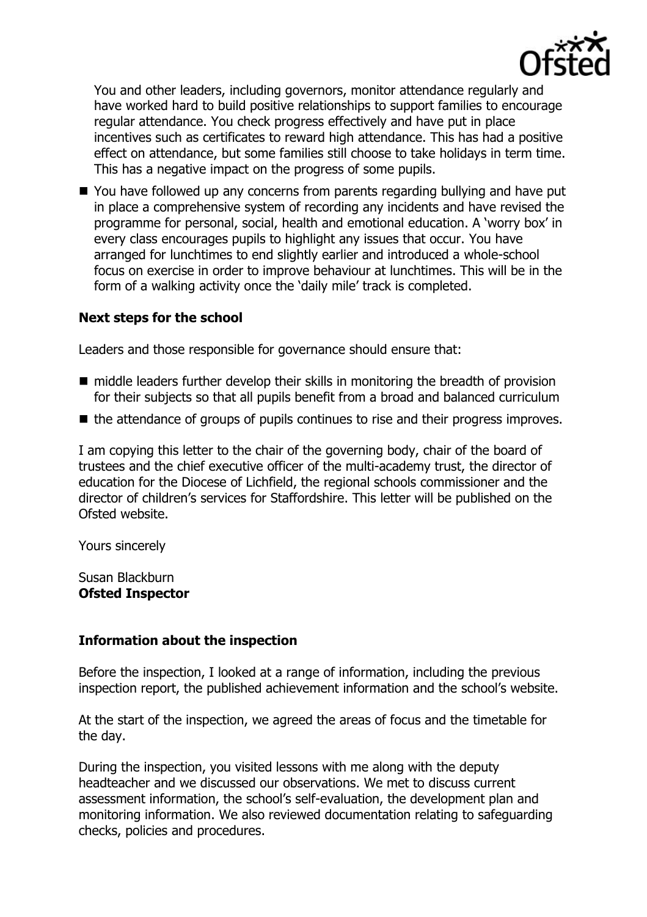You and other leaders, including governors, monitor attendance regularly and have worked hard to build positive relationships to support families to encourage regular attendance. You check progress effectively and have put in place incentives such as certificates to reward high attendance. This has had a positive effect on attendance, but some families still choose to take holidays in term time. This has a negative impact on the progress of some pupils.

- You have followed up any concerns from parents regarding bullying and have put in place a comprehensive system of recording any incidents and have revised the programme for personal, social, health and emotional education. A 'worry box' in every class encourages pupils to highlight any issues that occur. You have arranged for lunchtimes to end slightly earlier and introduced a whole-school focus on exercise in order to improve behaviour at lunchtimes. This will be in the form of a walking activity once the 'daily mile' track is completed.

### Next steps for the school

Leaders and those responsible for governance should ensure that:

- middle leaders further develop their skills in monitoring the breadth of provision for their subjects so that all pupils benefit from a broad and balanced curriculum
- the attendance of groups of pupils continues to rise and their progress improves.

I am copying this letter to the chair of the governing body, chair of the board of trustees and the chief executive officer of the multi-academy trust, the director of education for the Diocese of Lichfield, the regional schools commissioner and the director of children's services for Staffordshire. This letter will be published on the Ofsted website.

Yours sincerely

Susan Blackburn
**Ofsted Inspector**

### Information about the inspection

Before the inspection, I looked at a range of information, including the previous inspection report, the published achievement information and the school's website.

At the start of the inspection, we agreed the areas of focus and the timetable for the day.

During the inspection, you visited lessons with me along with the deputy headteacher and we discussed our observations. We met to discuss current assessment information, the school's self-evaluation, the development plan and monitoring information. We also reviewed documentation relating to safeguarding checks, policies and procedures.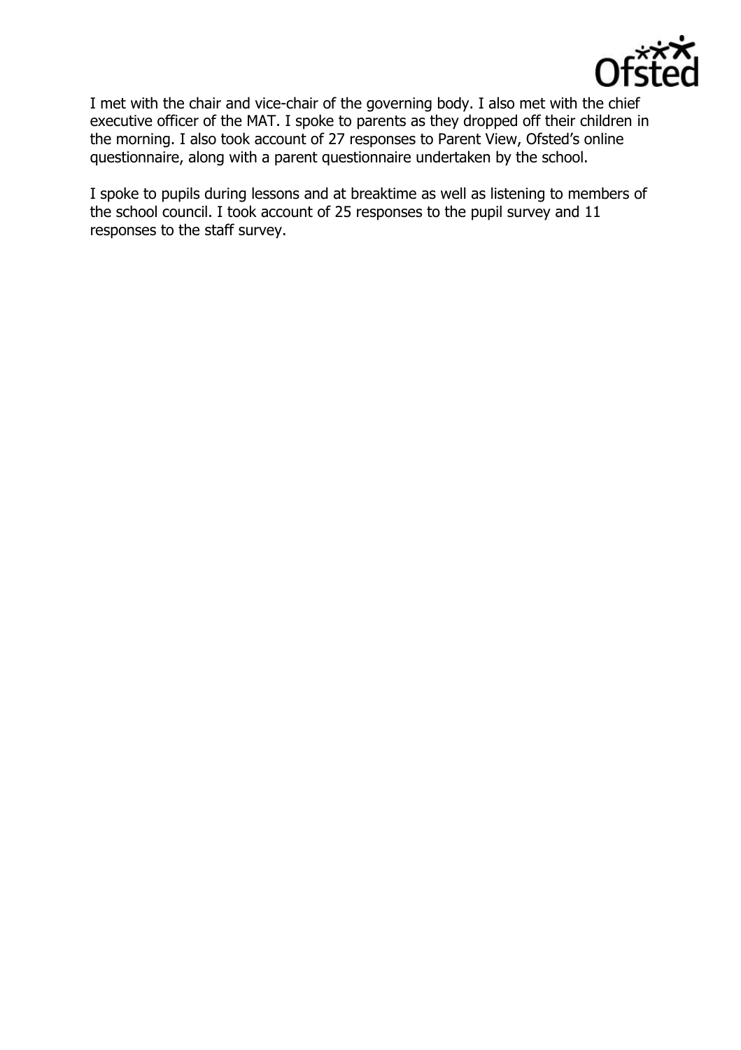I met with the chair and vice-chair of the governing body. I also met with the chief executive officer of the MAT. I spoke to parents as they dropped off their children in the morning. I also took account of 27 responses to Parent View, Ofsted's online questionnaire, along with a parent questionnaire undertaken by the school.

I spoke to pupils during lessons and at breaktime as well as listening to members of the school council. I took account of 25 responses to the pupil survey and 11 responses to the staff survey.